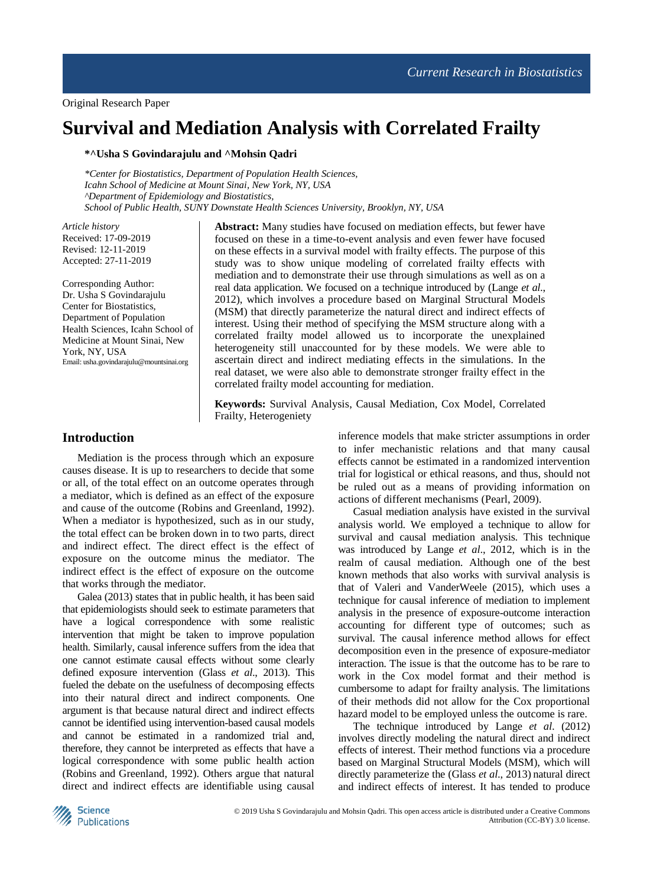Original Research Paper

# Survival and Mediation Analysis with Correlated Frailty

**\*^Usha S Govindarajulu and ^Mohsin Qadri**

*\*Center for Biostatistics, Department of Population Health Sciences, Icahn School of Medicine at Mount Sinai, New York, NY, USA*
*^Department of Epidemiology and Biostatistics, School of Public Health, SUNY Downstate Health Sciences University, Brooklyn, NY, USA*

*Article history*
Received: 17-09-2019
Revised: 12-11-2019
Accepted: 27-11-2019

Corresponding Author:
Dr. Usha S Govindarajulu
Center for Biostatistics, Department of Population Health Sciences, Icahn School of Medicine at Mount Sinai, New York, NY, USA
Email: usha.govindarajulu@mountsinai.org

**Abstract:** Many studies have focused on mediation effects, but fewer have focused on these in a time-to-event analysis and even fewer have focused on these effects in a survival model with frailty effects. The purpose of this study was to show unique modeling of correlated frailty effects with mediation and to demonstrate their use through simulations as well as on a real data application. We focused on a technique introduced by (Lange *et al*., 2012), which involves a procedure based on Marginal Structural Models (MSM) that directly parameterize the natural direct and indirect effects of interest. Using their method of specifying the MSM structure along with a correlated frailty model allowed us to incorporate the unexplained heterogeneity still unaccounted for by these models. We were able to ascertain direct and indirect mediating effects in the simulations. In the real dataset, we were also able to demonstrate stronger frailty effect in the correlated frailty model accounting for mediation.

**Keywords:** Survival Analysis, Causal Mediation, Cox Model, Correlated Frailty, Heterogeniety

## Introduction

Mediation is the process through which an exposure causes disease. It is up to researchers to decide that some or all, of the total effect on an outcome operates through a mediator, which is defined as an effect of the exposure and cause of the outcome (Robins and Greenland, 1992). When a mediator is hypothesized, such as in our study, the total effect can be broken down in to two parts, direct and indirect effect. The direct effect is the effect of exposure on the outcome minus the mediator. The indirect effect is the effect of exposure on the outcome that works through the mediator.

Galea (2013) states that in public health, it has been said that epidemiologists should seek to estimate parameters that have a logical correspondence with some realistic intervention that might be taken to improve population health. Similarly, causal inference suffers from the idea that one cannot estimate causal effects without some clearly defined exposure intervention (Glass *et al*., 2013). This fueled the debate on the usefulness of decomposing effects into their natural direct and indirect components. One argument is that because natural direct and indirect effects cannot be identified using intervention-based causal models and cannot be estimated in a randomized trial and, therefore, they cannot be interpreted as effects that have a logical correspondence with some public health action (Robins and Greenland, 1992). Others argue that natural direct and indirect effects are identifiable using causal inference models that make stricter assumptions in order to infer mechanistic relations and that many causal effects cannot be estimated in a randomized intervention trial for logistical or ethical reasons, and thus, should not be ruled out as a means of providing information on actions of different mechanisms (Pearl, 2009).

Casual mediation analysis have existed in the survival analysis world. We employed a technique to allow for survival and causal mediation analysis. This technique was introduced by Lange *et al*., 2012, which is in the realm of causal mediation. Although one of the best known methods that also works with survival analysis is that of Valeri and VanderWeele (2015), which uses a technique for causal inference of mediation to implement analysis in the presence of exposure-outcome interaction accounting for different type of outcomes; such as survival. The causal inference method allows for effect decomposition even in the presence of exposure-mediator interaction. The issue is that the outcome has to be rare to work in the Cox model format and their method is cumbersome to adapt for frailty analysis. The limitations of their methods did not allow for the Cox proportional hazard model to be employed unless the outcome is rare.

The technique introduced by Lange *et al*. (2012) involves directly modeling the natural direct and indirect effects of interest. Their method functions via a procedure based on Marginal Structural Models (MSM), which will directly parameterize the (Glass *et al*., 2013) natural direct and indirect effects of interest. It has tended to produce

© 2019 Usha S Govindarajulu and Mohsin Qadri. This open access article is distributed under a Creative Commons Attribution (CC-BY) 3.0 license.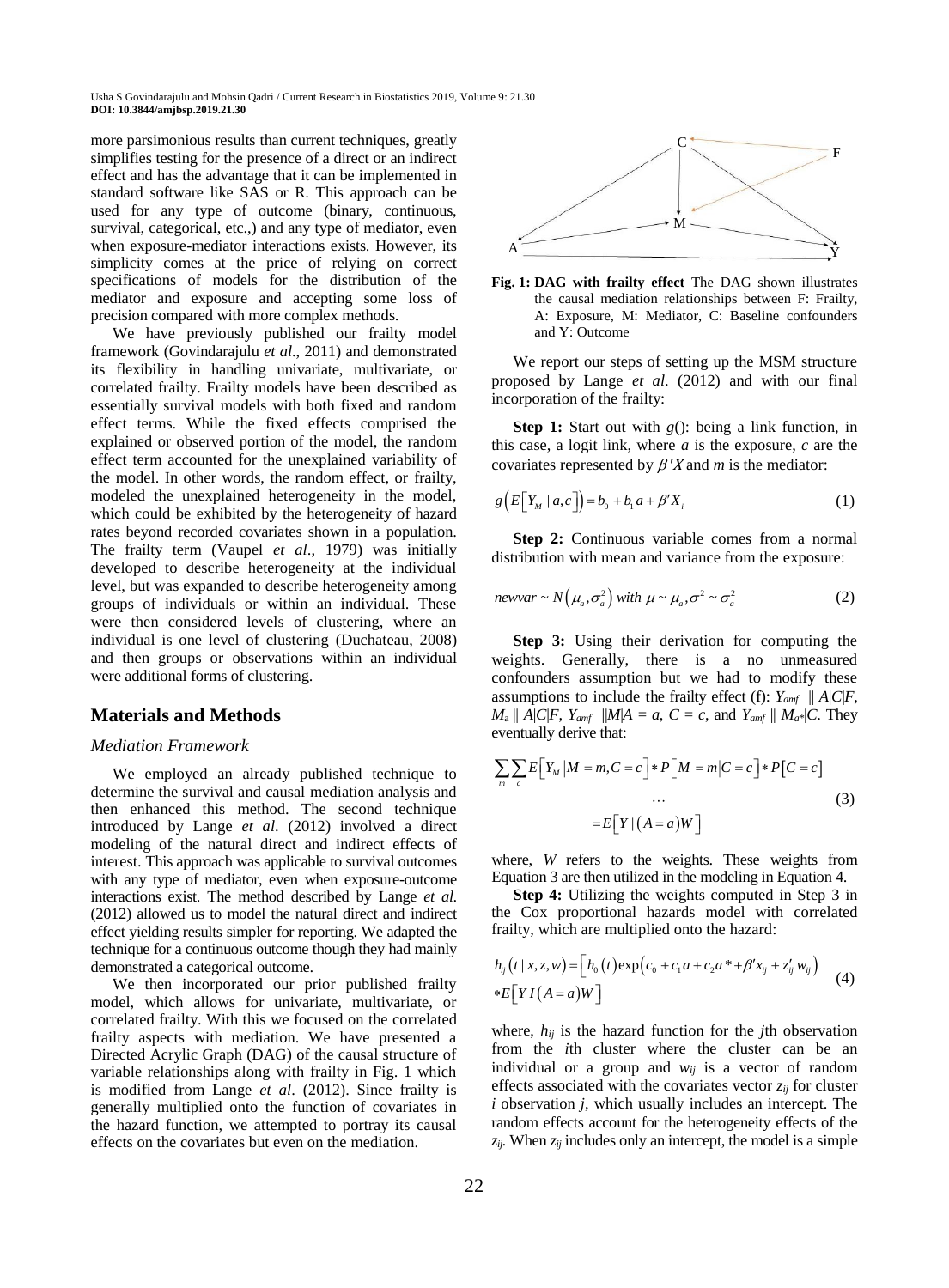more parsimonious results than current techniques, greatly simplifies testing for the presence of a direct or an indirect effect and has the advantage that it can be implemented in standard software like SAS or R. This approach can be used for any type of outcome (binary, continuous, survival, categorical, etc.,) and any type of mediator, even when exposure-mediator interactions exists. However, its simplicity comes at the price of relying on correct specifications of models for the distribution of the mediator and exposure and accepting some loss of precision compared with more complex methods.

We have previously published our frailty model framework (Govindarajulu *et al*., 2011) and demonstrated its flexibility in handling univariate, multivariate, or correlated frailty. Frailty models have been described as essentially survival models with both fixed and random effect terms. While the fixed effects comprised the explained or observed portion of the model, the random effect term accounted for the unexplained variability of the model. In other words, the random effect, or frailty, modeled the unexplained heterogeneity in the model, which could be exhibited by the heterogeneity of hazard rates beyond recorded covariates shown in a population. The frailty term (Vaupel *et al*., 1979) was initially developed to describe heterogeneity at the individual level, but was expanded to describe heterogeneity among groups of individuals or within an individual. These were then considered levels of clustering, where an individual is one level of clustering (Duchateau, 2008) and then groups or observations within an individual were additional forms of clustering.

## Materials and Methods

### Mediation Framework

We employed an already published technique to determine the survival and causal mediation analysis and then enhanced this method. The second technique introduced by Lange *et al*. (2012) involved a direct modeling of the natural direct and indirect effects of interest. This approach was applicable to survival outcomes with any type of mediator, even when exposure-outcome interactions exist. The method described by Lange *et al.* (2012) allowed us to model the natural direct and indirect effect yielding results simpler for reporting. We adapted the technique for a continuous outcome though they had mainly demonstrated a categorical outcome.

We then incorporated our prior published frailty model, which allows for univariate, multivariate, or correlated frailty. With this we focused on the correlated frailty aspects with mediation. We have presented a Directed Acrylic Graph (DAG) of the causal structure of variable relationships along with frailty in Fig. 1 which is modified from Lange *et al*. (2012). Since frailty is generally multiplied onto the function of covariates in the hazard function, we attempted to portray its causal effects on the covariates but even on the mediation.

**Fig. 1: DAG with frailty effect** The DAG shown illustrates the causal mediation relationships between F: Frailty, A: Exposure, M: Mediator, C: Baseline confounders and Y: Outcome

We report our steps of setting up the MSM structure proposed by Lange *et al*. (2012) and with our final incorporation of the frailty:

**Step 1:** Start out with $g()$: being a link function, in this case, a logit link, where $a$ is the exposure, $c$ are the covariates represented by $\beta' X$ and $m$ is the mediator:

$$g\left(E\left[Y_M \mid a,c\right]\right) = b_0 + b_1 a + \beta' X_i \tag{1}$$

**Step 2:** Continuous variable comes from a normal distribution with mean and variance from the exposure:

$$newvar \sim N\left(\mu_a, \sigma_a^2\right) \text{ with } \mu \sim \mu_a, \sigma^2 \sim \sigma_a^2 \tag{2}$$

**Step 3:** Using their derivation for computing the weights. Generally, there is a no unmeasured confounders assumption but we had to modify these assumptions to include the frailty effect (f): $Y_{amf} \parallel A|C|F$, $M_a \parallel A|C|F$, $Y_{amf} \parallel M|A = a$, $C = c$, and $Y_{amf} \parallel M_{a*}|C$. They eventually derive that:

$$\begin{gathered}\sum_m \sum_c E\left[Y_M \mid M = m, C = c\right] * P\left[M = m \mid C = c\right] * P\left[C = c\right] \\ \cdots \\ = E\left[Y \mid (A = a) W\right]\end{gathered} \tag{3}$$

where, $W$ refers to the weights. These weights from Equation 3 are then utilized in the modeling in Equation 4.

**Step 4:** Utilizing the weights computed in Step 3 in the Cox proportional hazards model with correlated frailty, which are multiplied onto the hazard:

$$\begin{aligned}&h_{ij}\left(t \mid x, z, w\right) = \left[h_0(t) \exp\left(c_0 + c_1 a + c_2 a* + \beta' x_{ij} + z_{ij}' w_{ij}\right)\right. \\ &\left. * E\left[Y I(A = a) W\right]\right]\end{aligned} \tag{4}$$

where, $h_{ij}$ is the hazard function for the $j$th observation from the $i$th cluster where the cluster can be an individual or a group and $w_{ij}$ is a vector of random effects associated with the covariates vector $z_{ij}$ for cluster $i$ observation $j$, which usually includes an intercept. The random effects account for the heterogeneity effects of the $z_{ij}$. When $z_{ij}$ includes only an intercept, the model is a simple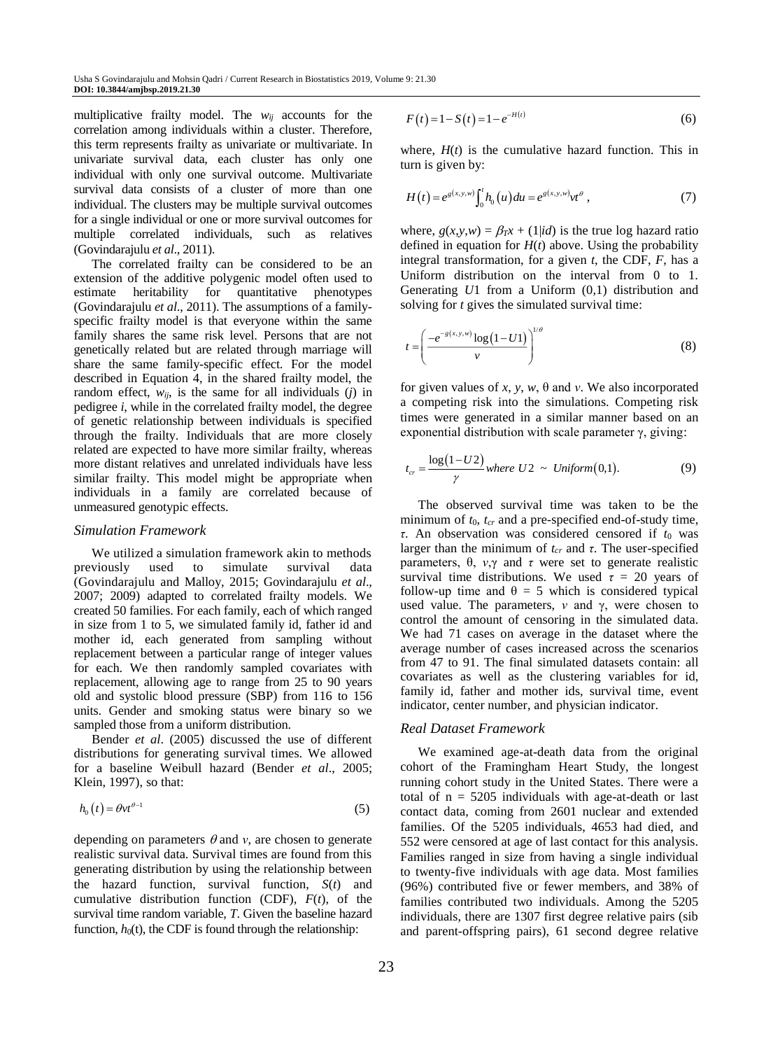multiplicative frailty model. The $w_{ij}$ accounts for the correlation among individuals within a cluster. Therefore, this term represents frailty as univariate or multivariate. In univariate survival data, each cluster has only one individual with only one survival outcome. Multivariate survival data consists of a cluster of more than one individual. The clusters may be multiple survival outcomes for a single individual or one or more survival outcomes for multiple correlated individuals, such as relatives (Govindarajulu *et al*., 2011).

The correlated frailty can be considered to be an extension of the additive polygenic model often used to estimate heritability for quantitative phenotypes (Govindarajulu *et al*., 2011). The assumptions of a family-specific frailty model is that everyone within the same family shares the same risk level. Persons that are not genetically related but are related through marriage will share the same family-specific effect. For the model described in Equation 4, in the shared frailty model, the random effect, $w_{ij}$, is the same for all individuals ($j$) in pedigree $i$, while in the correlated frailty model, the degree of genetic relationship between individuals is specified through the frailty. Individuals that are more closely related are expected to have more similar frailty, whereas more distant relatives and unrelated individuals have less similar frailty. This model might be appropriate when individuals in a family are correlated because of unmeasured genotypic effects.

### *Simulation Framework*

We utilized a simulation framework akin to methods previously used to simulate survival data (Govindarajulu and Malloy, 2015; Govindarajulu *et al*., 2007; 2009) adapted to correlated frailty models. We created 50 families. For each family, each of which ranged in size from 1 to 5, we simulated family id, father id and mother id, each generated from sampling without replacement between a particular range of integer values for each. We then randomly sampled covariates with replacement, allowing age to range from 25 to 90 years old and systolic blood pressure (SBP) from 116 to 156 units. Gender and smoking status were binary so we sampled those from a uniform distribution.

Bender *et al*. (2005) discussed the use of different distributions for generating survival times. We allowed for a baseline Weibull hazard (Bender *et al*., 2005; Klein, 1997), so that:

$$h_0(t) = \theta v t^{\theta - 1} \tag{5}$$

depending on parameters $\theta$ and $v$, are chosen to generate realistic survival data. Survival times are found from this generating distribution by using the relationship between the hazard function, survival function, $S(t)$ and cumulative distribution function (CDF), $F(t)$, of the survival time random variable, $T$. Given the baseline hazard function, $h_0(t)$, the CDF is found through the relationship:

$$F(t) = 1 - S(t) = 1 - e^{-H(t)} \tag{6}$$

where, $H(t)$ is the cumulative hazard function. This in turn is given by:

$$H(t) = e^{g(x,y,w)} \int_0^t h_0(u)\,du = e^{g(x,y,w)} v t^{\theta}, \tag{7}$$

where, $g(x,y,w) = \beta_T x + (1|id)$ is the true log hazard ratio defined in equation for $H(t)$ above. Using the probability integral transformation, for a given $t$, the CDF, $F$, has a Uniform distribution on the interval from 0 to 1. Generating $U1$ from a Uniform (0,1) distribution and solving for $t$ gives the simulated survival time:

$$t = \left( \frac{-e^{-g(x,y,w)} \log(1 - U1)}{v} \right)^{1/\theta} \tag{8}$$

for given values of $x$, $y$, $w$, $\theta$ and $v$. We also incorporated a competing risk into the simulations. Competing risk times were generated in a similar manner based on an exponential distribution with scale parameter $\gamma$, giving:

$$t_{cr} = \frac{\log(1 - U2)}{\gamma} \text{ where } U2 \sim \text{Uniform}(0,1). \tag{9}$$

The observed survival time was taken to be the minimum of $t_0$, $t_{cr}$ and a pre-specified end-of-study time, $\tau$. An observation was considered censored if $t_0$ was larger than the minimum of $t_{cr}$ and $\tau$. The user-specified parameters, $\theta$, $v$, $\gamma$ and $\tau$ were set to generate realistic survival time distributions. We used $\tau = 20$ years of follow-up time and $\theta = 5$ which is considered typical used value. The parameters, $v$ and $\gamma$, were chosen to control the amount of censoring in the simulated data. We had 71 cases on average in the dataset where the average number of cases increased across the scenarios from 47 to 91. The final simulated datasets contain: all covariates as well as the clustering variables for id, family id, father and mother ids, survival time, event indicator, center number, and physician indicator.

### *Real Dataset Framework*

We examined age-at-death data from the original cohort of the Framingham Heart Study, the longest running cohort study in the United States. There were a total of n = 5205 individuals with age-at-death or last contact data, coming from 2601 nuclear and extended families. Of the 5205 individuals, 4653 had died, and 552 were censored at age of last contact for this analysis. Families ranged in size from having a single individual to twenty-five individuals with age data. Most families (96%) contributed five or fewer members, and 38% of families contributed two individuals. Among the 5205 individuals, there are 1307 first degree relative pairs (sib and parent-offspring pairs), 61 second degree relative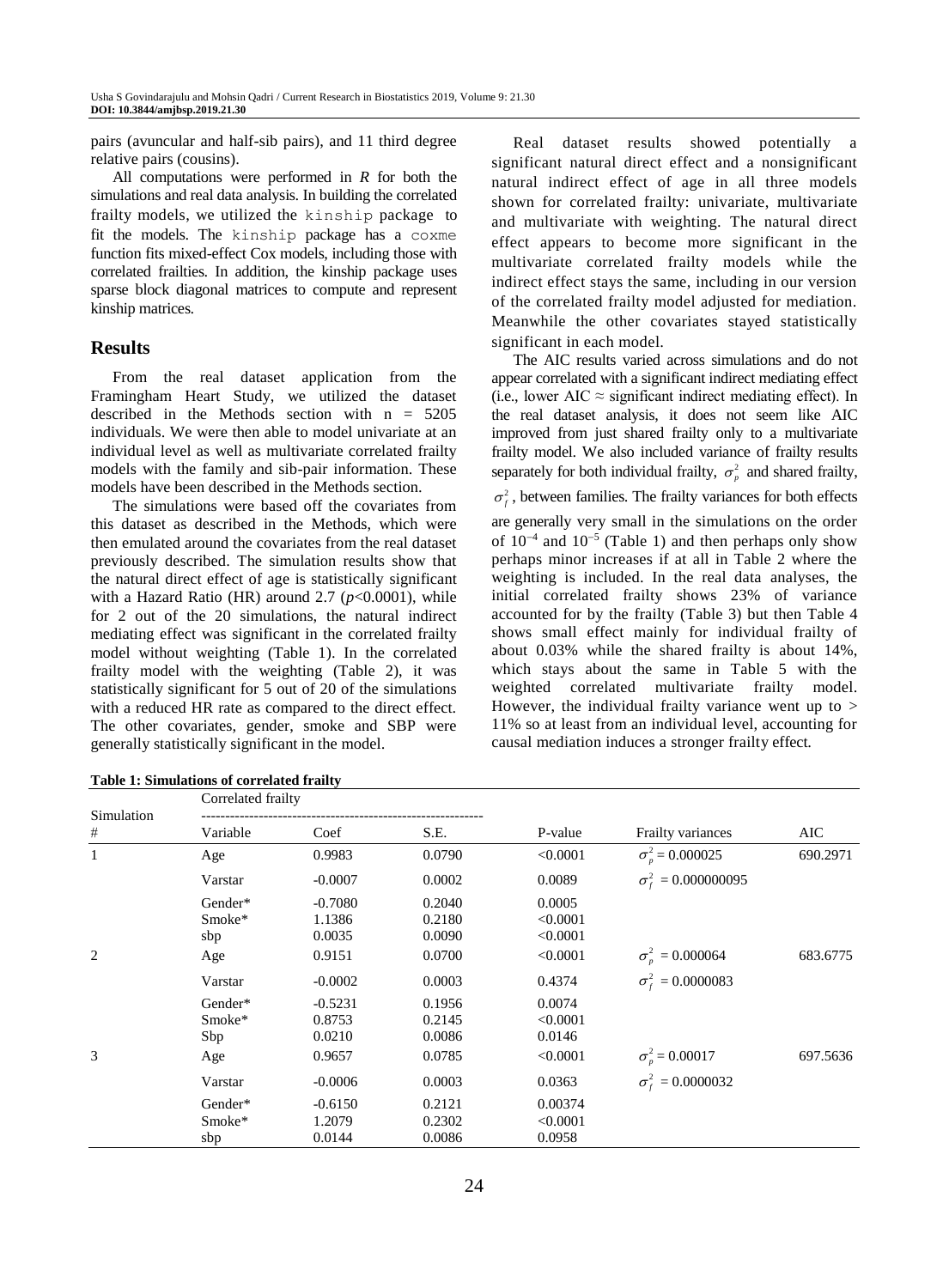pairs (avuncular and half-sib pairs), and 11 third degree relative pairs (cousins).

All computations were performed in *R* for both the simulations and real data analysis. In building the correlated frailty models, we utilized the `kinship` package to fit the models. The `kinship` package has a `coxme` function fits mixed-effect Cox models, including those with correlated frailties. In addition, the kinship package uses sparse block diagonal matrices to compute and represent kinship matrices.

## Results

From the real dataset application from the Framingham Heart Study, we utilized the dataset described in the Methods section with n = 5205 individuals. We were then able to model univariate at an individual level as well as multivariate correlated frailty models with the family and sib-pair information. These models have been described in the Methods section.

The simulations were based off the covariates from this dataset as described in the Methods, which were then emulated around the covariates from the real dataset previously described. The simulation results show that the natural direct effect of age is statistically significant with a Hazard Ratio (HR) around 2.7 ($p<0.0001$), while for 2 out of the 20 simulations, the natural indirect mediating effect was significant in the correlated frailty model without weighting (Table 1). In the correlated frailty model with the weighting (Table 2), it was statistically significant for 5 out of 20 of the simulations with a reduced HR rate as compared to the direct effect. The other covariates, gender, smoke and SBP were generally statistically significant in the model.

Real dataset results showed potentially a significant natural direct effect and a nonsignificant natural indirect effect of age in all three models shown for correlated frailty: univariate, multivariate and multivariate with weighting. The natural direct effect appears to become more significant in the multivariate correlated frailty models while the indirect effect stays the same, including in our version of the correlated frailty model adjusted for mediation. Meanwhile the other covariates stayed statistically significant in each model.

The AIC results varied across simulations and do not appear correlated with a significant indirect mediating effect (i.e., lower AIC ≈ significant indirect mediating effect). In the real dataset analysis, it does not seem like AIC improved from just shared frailty only to a multivariate frailty model. We also included variance of frailty results separately for both individual frailty, $\sigma_p^2$ and shared frailty, $\sigma_f^2$, between families. The frailty variances for both effects are generally very small in the simulations on the order of $10^{-4}$ and $10^{-5}$ (Table 1) and then perhaps only show perhaps minor increases if at all in Table 2 where the weighting is included. In the real data analyses, the initial correlated frailty shows 23% of variance accounted for by the frailty (Table 3) but then Table 4 shows small effect mainly for individual frailty of about 0.03% while the shared frailty is about 14%, which stays about the same in Table 5 with the weighted correlated multivariate frailty model. However, the individual frailty variance went up to > 11% so at least from an individual level, accounting for causal mediation induces a stronger frailty effect.

**Table 1: Simulations of correlated frailty**

| Simulation # | Correlated frailty Variable | Coef | S.E. | P-value | Frailty variances | AIC |
|---|---|---|---|---|---|---|
| 1 | Age | 0.9983 | 0.0790 | <0.0001 | $\sigma_p^2 = 0.000025$ | 690.2971 |
| | Varstar | -0.0007 | 0.0002 | 0.0089 | $\sigma_f^2 = 0.000000095$ | |
| | Gender* | -0.7080 | 0.2040 | 0.0005 | | |
| | Smoke* | 1.1386 | 0.2180 | <0.0001 | | |
| | sbp | 0.0035 | 0.0090 | <0.0001 | | |
| 2 | Age | 0.9151 | 0.0700 | <0.0001 | $\sigma_p^2 = 0.000064$ | 683.6775 |
| | Varstar | -0.0002 | 0.0003 | 0.4374 | $\sigma_f^2 = 0.0000083$ | |
| | Gender* | -0.5231 | 0.1956 | 0.0074 | | |
| | Smoke* | 0.8753 | 0.2145 | <0.0001 | | |
| | Sbp | 0.0210 | 0.0086 | 0.0146 | | |
| 3 | Age | 0.9657 | 0.0785 | <0.0001 | $\sigma_p^2 = 0.00017$ | 697.5636 |
| | Varstar | -0.0006 | 0.0003 | 0.0363 | $\sigma_f^2 = 0.0000032$ | |
| | Gender* | -0.6150 | 0.2121 | 0.00374 | | |
| | Smoke* | 1.2079 | 0.2302 | <0.0001 | | |
| | sbp | 0.0144 | 0.0086 | 0.0958 | | |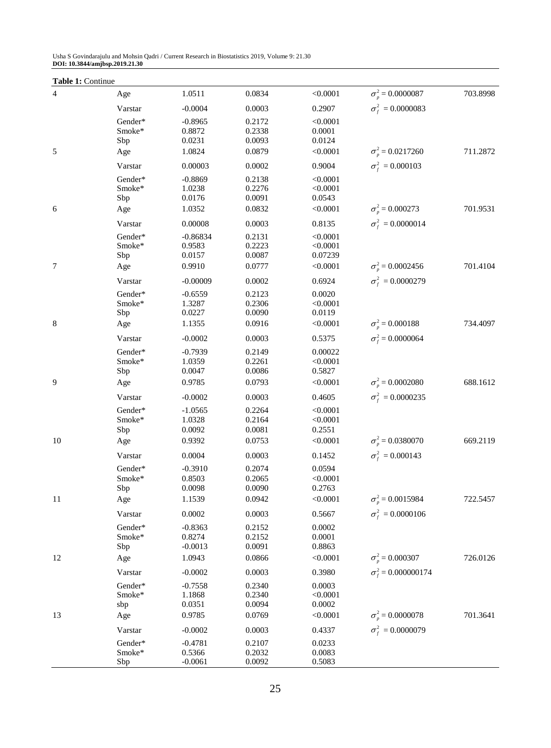**Table 1:** Continue

| | | | | | | |
|---|---|---|---|---|---|---|
| 4 | Age | 1.0511 | 0.0834 | <0.0001 | $\sigma_p^2 = 0.0000087$ | 703.8998 |
| | Varstar | -0.0004 | 0.0003 | 0.2907 | $\sigma_f^2 = 0.0000083$ | |
| | Gender* | -0.8965 | 0.2172 | <0.0001 | | |
| | Smoke* | 0.8872 | 0.2338 | 0.0001 | | |
| | Sbp | 0.0231 | 0.0093 | 0.0124 | | |
| 5 | Age | 1.0824 | 0.0879 | <0.0001 | $\sigma_p^2 = 0.0217260$ | 711.2872 |
| | Varstar | 0.00003 | 0.0002 | 0.9004 | $\sigma_f^2 = 0.000103$ | |
| | Gender* | -0.8869 | 0.2138 | <0.0001 | | |
| | Smoke* | 1.0238 | 0.2276 | <0.0001 | | |
| | Sbp | 0.0176 | 0.0091 | 0.0543 | | |
| 6 | Age | 1.0352 | 0.0832 | <0.0001 | $\sigma_p^2 = 0.000273$ | 701.9531 |
| | Varstar | 0.00008 | 0.0003 | 0.8135 | $\sigma_f^2 = 0.0000014$ | |
| | Gender* | -0.86834 | 0.2131 | <0.0001 | | |
| | Smoke* | 0.9583 | 0.2223 | <0.0001 | | |
| | Sbp | 0.0157 | 0.0087 | 0.07239 | | |
| 7 | Age | 0.9910 | 0.0777 | <0.0001 | $\sigma_p^2 = 0.0002456$ | 701.4104 |
| | Varstar | -0.00009 | 0.0002 | 0.6924 | $\sigma_f^2 = 0.0000279$ | |
| | Gender* | -0.6559 | 0.2123 | 0.0020 | | |
| | Smoke* | 1.3287 | 0.2306 | <0.0001 | | |
| | Sbp | 0.0227 | 0.0090 | 0.0119 | | |
| 8 | Age | 1.1355 | 0.0916 | <0.0001 | $\sigma_p^2 = 0.000188$ | 734.4097 |
| | Varstar | -0.0002 | 0.0003 | 0.5375 | $\sigma_f^2 = 0.0000064$ | |
| | Gender* | -0.7939 | 0.2149 | 0.00022 | | |
| | Smoke* | 1.0359 | 0.2261 | <0.0001 | | |
| | Sbp | 0.0047 | 0.0086 | 0.5827 | | |
| 9 | Age | 0.9785 | 0.0793 | <0.0001 | $\sigma_p^2 = 0.0002080$ | 688.1612 |
| | Varstar | -0.0002 | 0.0003 | 0.4605 | $\sigma_f^2 = 0.0000235$ | |
| | Gender* | -1.0565 | 0.2264 | <0.0001 | | |
| | Smoke* | 1.0328 | 0.2164 | <0.0001 | | |
| | Sbp | 0.0092 | 0.0081 | 0.2551 | | |
| 10 | Age | 0.9392 | 0.0753 | <0.0001 | $\sigma_p^2 = 0.0380070$ | 669.2119 |
| | Varstar | 0.0004 | 0.0003 | 0.1452 | $\sigma_f^2 = 0.000143$ | |
| | Gender* | -0.3910 | 0.2074 | 0.0594 | | |
| | Smoke* | 0.8503 | 0.2065 | <0.0001 | | |
| | Sbp | 0.0098 | 0.0090 | 0.2763 | | |
| 11 | Age | 1.1539 | 0.0942 | <0.0001 | $\sigma_p^2 = 0.0015984$ | 722.5457 |
| | Varstar | 0.0002 | 0.0003 | 0.5667 | $\sigma_f^2 = 0.0000106$ | |
| | Gender* | -0.8363 | 0.2152 | 0.0002 | | |
| | Smoke* | 0.8274 | 0.2152 | 0.0001 | | |
| | Sbp | -0.0013 | 0.0091 | 0.8863 | | |
| 12 | Age | 1.0943 | 0.0866 | <0.0001 | $\sigma_p^2 = 0.000307$ | 726.0126 |
| | Varstar | -0.0002 | 0.0003 | 0.3980 | $\sigma_f^2 = 0.000000174$ | |
| | Gender* | -0.7558 | 0.2340 | 0.0003 | | |
| | Smoke* | 1.1868 | 0.2340 | <0.0001 | | |
| | sbp | 0.0351 | 0.0094 | 0.0002 | | |
| 13 | Age | 0.9785 | 0.0769 | <0.0001 | $\sigma_p^2 = 0.0000078$ | 701.3641 |
| | Varstar | -0.0002 | 0.0003 | 0.4337 | $\sigma_f^2 = 0.0000079$ | |
| | Gender* | -0.4781 | 0.2107 | 0.0233 | | |
| | Smoke* | 0.5366 | 0.2032 | 0.0083 | | |
| | Sbp | -0.0061 | 0.0092 | 0.5083 | | |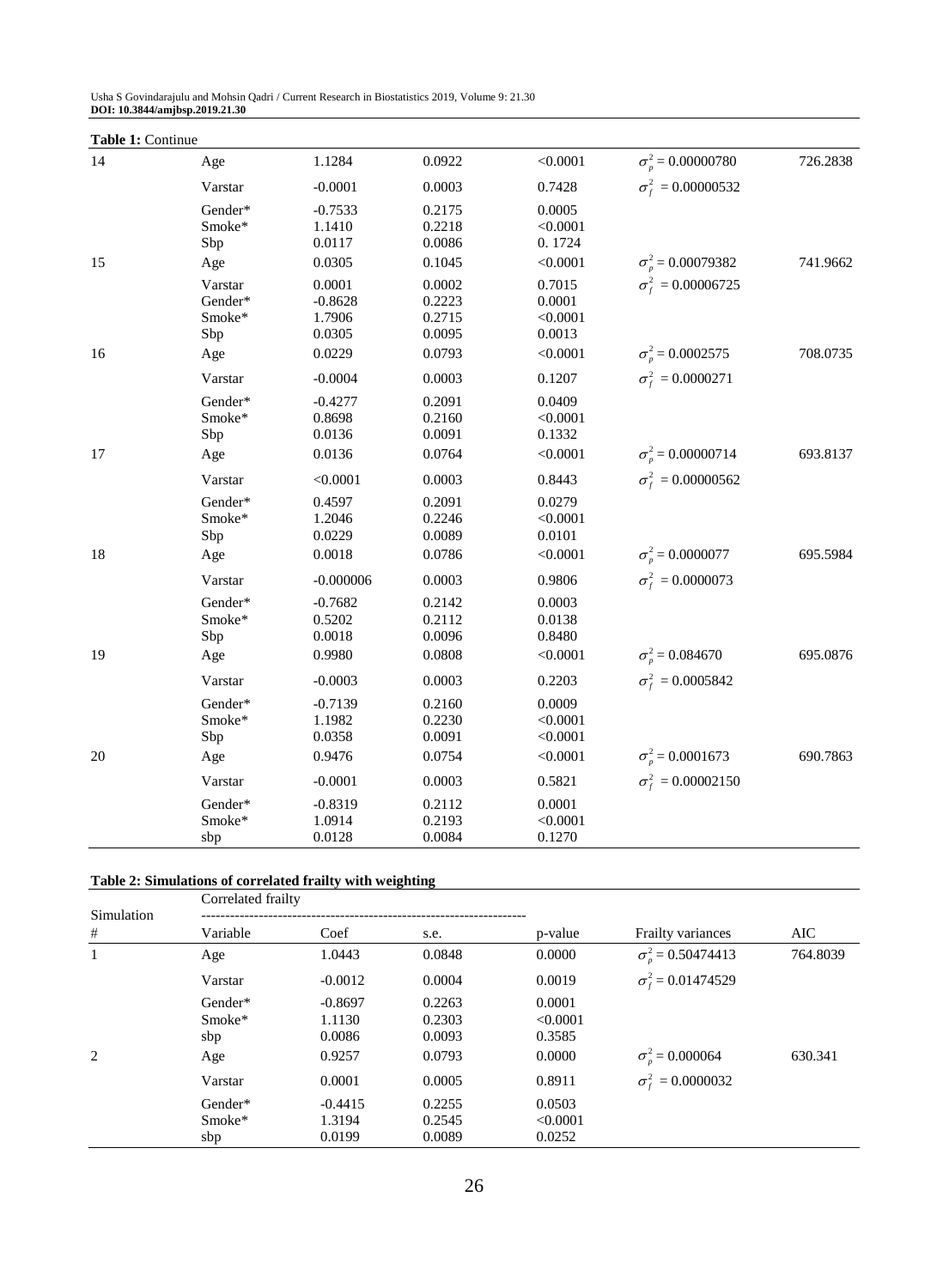**Table 1:** Continue

| | | | | | | |
|---|---|---|---|---|---|---|
| 14 | Age | 1.1284 | 0.0922 | <0.0001 | $\sigma_p^2 = 0.00000780$ | 726.2838 |
| | Varstar | -0.0001 | 0.0003 | 0.7428 | $\sigma_f^2 = 0.00000532$ | |
| | Gender* | -0.7533 | 0.2175 | 0.0005 | | |
| | Smoke* | 1.1410 | 0.2218 | <0.0001 | | |
| | Sbp | 0.0117 | 0.0086 | 0. 1724 | | |
| 15 | Age | 0.0305 | 0.1045 | <0.0001 | $\sigma_p^2 = 0.00079382$ | 741.9662 |
| | Varstar | 0.0001 | 0.0002 | 0.7015 | $\sigma_f^2 = 0.00006725$ | |
| | Gender* | -0.8628 | 0.2223 | 0.0001 | | |
| | Smoke* | 1.7906 | 0.2715 | <0.0001 | | |
| | Sbp | 0.0305 | 0.0095 | 0.0013 | | |
| 16 | Age | 0.0229 | 0.0793 | <0.0001 | $\sigma_p^2 = 0.0002575$ | 708.0735 |
| | Varstar | -0.0004 | 0.0003 | 0.1207 | $\sigma_f^2 = 0.0000271$ | |
| | Gender* | -0.4277 | 0.2091 | 0.0409 | | |
| | Smoke* | 0.8698 | 0.2160 | <0.0001 | | |
| | Sbp | 0.0136 | 0.0091 | 0.1332 | | |
| 17 | Age | 0.0136 | 0.0764 | <0.0001 | $\sigma_p^2 = 0.00000714$ | 693.8137 |
| | Varstar | <0.0001 | 0.0003 | 0.8443 | $\sigma_f^2 = 0.00000562$ | |
| | Gender* | 0.4597 | 0.2091 | 0.0279 | | |
| | Smoke* | 1.2046 | 0.2246 | <0.0001 | | |
| | Sbp | 0.0229 | 0.0089 | 0.0101 | | |
| 18 | Age | 0.0018 | 0.0786 | <0.0001 | $\sigma_p^2 = 0.0000077$ | 695.5984 |
| | Varstar | -0.000006 | 0.0003 | 0.9806 | $\sigma_f^2 = 0.0000073$ | |
| | Gender* | -0.7682 | 0.2142 | 0.0003 | | |
| | Smoke* | 0.5202 | 0.2112 | 0.0138 | | |
| | Sbp | 0.0018 | 0.0096 | 0.8480 | | |
| 19 | Age | 0.9980 | 0.0808 | <0.0001 | $\sigma_p^2 = 0.084670$ | 695.0876 |
| | Varstar | -0.0003 | 0.0003 | 0.2203 | $\sigma_f^2 = 0.0005842$ | |
| | Gender* | -0.7139 | 0.2160 | 0.0009 | | |
| | Smoke* | 1.1982 | 0.2230 | <0.0001 | | |
| | Sbp | 0.0358 | 0.0091 | <0.0001 | | |
| 20 | Age | 0.9476 | 0.0754 | <0.0001 | $\sigma_p^2 = 0.0001673$ | 690.7863 |
| | Varstar | -0.0001 | 0.0003 | 0.5821 | $\sigma_f^2 = 0.00002150$ | |
| | Gender* | -0.8319 | 0.2112 | 0.0001 | | |
| | Smoke* | 1.0914 | 0.2193 | <0.0001 | | |
| | sbp | 0.0128 | 0.0084 | 0.1270 | | |

**Table 2: Simulations of correlated frailty with weighting**

| Simulation | Correlated frailty | | | | | |
|---|---|---|---|---|---|---|
| # | Variable | Coef | s.e. | p-value | Frailty variances | AIC |
| 1 | Age | 1.0443 | 0.0848 | 0.0000 | $\sigma_p^2 = 0.50474413$ | 764.8039 |
| | Varstar | -0.0012 | 0.0004 | 0.0019 | $\sigma_f^2 = 0.01474529$ | |
| | Gender* | -0.8697 | 0.2263 | 0.0001 | | |
| | Smoke* | 1.1130 | 0.2303 | <0.0001 | | |
| | sbp | 0.0086 | 0.0093 | 0.3585 | | |
| 2 | Age | 0.9257 | 0.0793 | 0.0000 | $\sigma_p^2 = 0.000064$ | 630.341 |
| | Varstar | 0.0001 | 0.0005 | 0.8911 | $\sigma_f^2 = 0.0000032$ | |
| | Gender* | -0.4415 | 0.2255 | 0.0503 | | |
| | Smoke* | 1.3194 | 0.2545 | <0.0001 | | |
| | sbp | 0.0199 | 0.0089 | 0.0252 | | |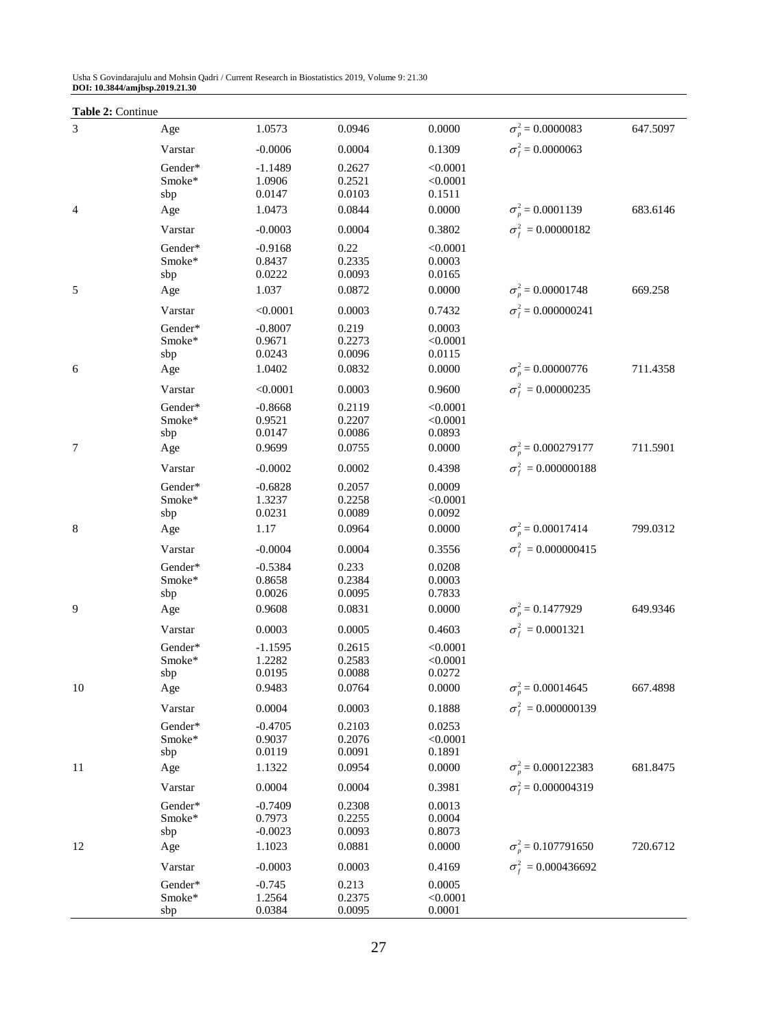**Table 2:** Continue

| | | | | | | |
|---|---|---|---|---|---|---|
| 3 | Age | 1.0573 | 0.0946 | 0.0000 | $\sigma_p^2 = 0.0000083$ | 647.5097 |
| | Varstar | -0.0006 | 0.0004 | 0.1309 | $\sigma_f^2 = 0.0000063$ | |
| | Gender* | -1.1489 | 0.2627 | <0.0001 | | |
| | Smoke* | 1.0906 | 0.2521 | <0.0001 | | |
| | sbp | 0.0147 | 0.0103 | 0.1511 | | |
| 4 | Age | 1.0473 | 0.0844 | 0.0000 | $\sigma_p^2 = 0.0001139$ | 683.6146 |
| | Varstar | -0.0003 | 0.0004 | 0.3802 | $\sigma_f^2 = 0.00000182$ | |
| | Gender* | -0.9168 | 0.22 | <0.0001 | | |
| | Smoke* | 0.8437 | 0.2335 | 0.0003 | | |
| | sbp | 0.0222 | 0.0093 | 0.0165 | | |
| 5 | Age | 1.037 | 0.0872 | 0.0000 | $\sigma_p^2 = 0.00001748$ | 669.258 |
| | Varstar | <0.0001 | 0.0003 | 0.7432 | $\sigma_f^2 = 0.000000241$ | |
| | Gender* | -0.8007 | 0.219 | 0.0003 | | |
| | Smoke* | 0.9671 | 0.2273 | <0.0001 | | |
| | sbp | 0.0243 | 0.0096 | 0.0115 | | |
| 6 | Age | 1.0402 | 0.0832 | 0.0000 | $\sigma_p^2 = 0.00000776$ | 711.4358 |
| | Varstar | <0.0001 | 0.0003 | 0.9600 | $\sigma_f^2 = 0.00000235$ | |
| | Gender* | -0.8668 | 0.2119 | <0.0001 | | |
| | Smoke* | 0.9521 | 0.2207 | <0.0001 | | |
| | sbp | 0.0147 | 0.0086 | 0.0893 | | |
| 7 | Age | 0.9699 | 0.0755 | 0.0000 | $\sigma_p^2 = 0.000279177$ | 711.5901 |
| | Varstar | -0.0002 | 0.0002 | 0.4398 | $\sigma_f^2 = 0.000000188$ | |
| | Gender* | -0.6828 | 0.2057 | 0.0009 | | |
| | Smoke* | 1.3237 | 0.2258 | <0.0001 | | |
| | sbp | 0.0231 | 0.0089 | 0.0092 | | |
| 8 | Age | 1.17 | 0.0964 | 0.0000 | $\sigma_p^2 = 0.00017414$ | 799.0312 |
| | Varstar | -0.0004 | 0.0004 | 0.3556 | $\sigma_f^2 = 0.000000415$ | |
| | Gender* | -0.5384 | 0.233 | 0.0208 | | |
| | Smoke* | 0.8658 | 0.2384 | 0.0003 | | |
| | sbp | 0.0026 | 0.0095 | 0.7833 | | |
| 9 | Age | 0.9608 | 0.0831 | 0.0000 | $\sigma_p^2 = 0.1477929$ | 649.9346 |
| | Varstar | 0.0003 | 0.0005 | 0.4603 | $\sigma_f^2 = 0.0001321$ | |
| | Gender* | -1.1595 | 0.2615 | <0.0001 | | |
| | Smoke* | 1.2282 | 0.2583 | <0.0001 | | |
| | sbp | 0.0195 | 0.0088 | 0.0272 | | |
| 10 | Age | 0.9483 | 0.0764 | 0.0000 | $\sigma_p^2 = 0.00014645$ | 667.4898 |
| | Varstar | 0.0004 | 0.0003 | 0.1888 | $\sigma_f^2 = 0.000000139$ | |
| | Gender* | -0.4705 | 0.2103 | 0.0253 | | |
| | Smoke* | 0.9037 | 0.2076 | <0.0001 | | |
| | sbp | 0.0119 | 0.0091 | 0.1891 | | |
| 11 | Age | 1.1322 | 0.0954 | 0.0000 | $\sigma_p^2 = 0.000122383$ | 681.8475 |
| | Varstar | 0.0004 | 0.0004 | 0.3981 | $\sigma_f^2 = 0.000004319$ | |
| | Gender* | -0.7409 | 0.2308 | 0.0013 | | |
| | Smoke* | 0.7973 | 0.2255 | 0.0004 | | |
| | sbp | -0.0023 | 0.0093 | 0.8073 | | |
| 12 | Age | 1.1023 | 0.0881 | 0.0000 | $\sigma_p^2 = 0.107791650$ | 720.6712 |
| | Varstar | -0.0003 | 0.0003 | 0.4169 | $\sigma_f^2 = 0.000436692$ | |
| | Gender* | -0.745 | 0.213 | 0.0005 | | |
| | Smoke* | 1.2564 | 0.2375 | <0.0001 | | |
| | sbp | 0.0384 | 0.0095 | 0.0001 | | |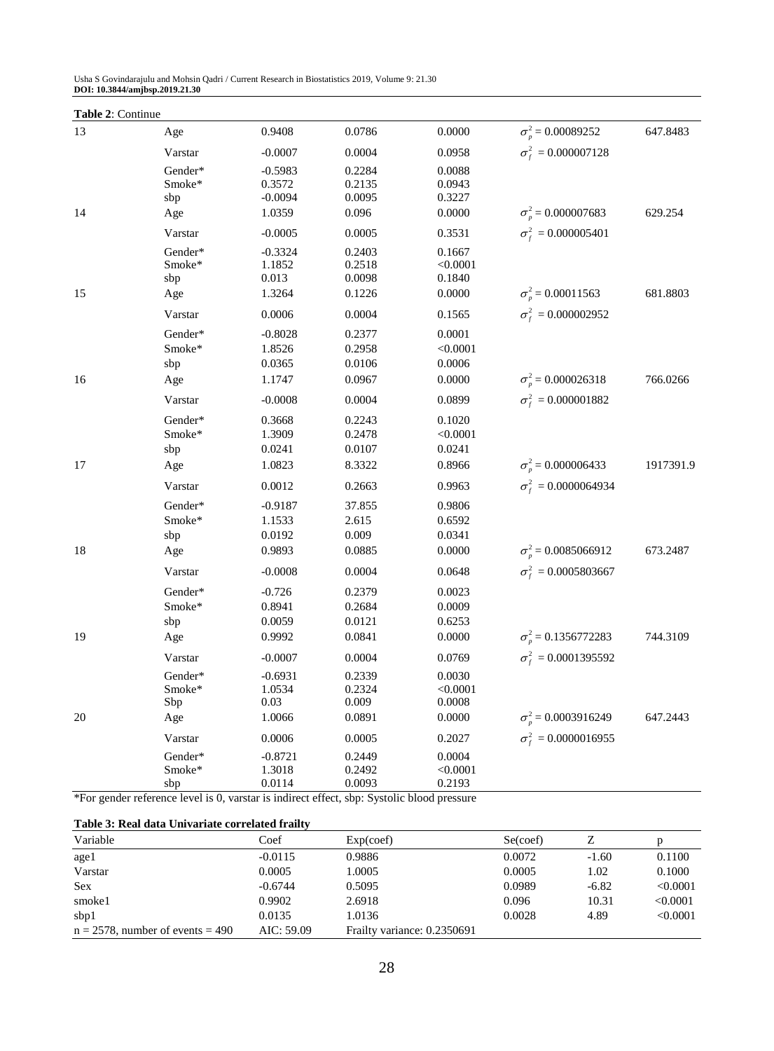**Table 2**: Continue

| | | | | | | |
|---|---|---|---|---|---|---|
| 13 | Age | 0.9408 | 0.0786 | 0.0000 | $\sigma_p^2 = 0.00089252$ | 647.8483 |
| | Varstar | -0.0007 | 0.0004 | 0.0958 | $\sigma_f^2 = 0.000007128$ | |
| | Gender* | -0.5983 | 0.2284 | 0.0088 | | |
| | Smoke* | 0.3572 | 0.2135 | 0.0943 | | |
| | sbp | -0.0094 | 0.0095 | 0.3227 | | |
| 14 | Age | 1.0359 | 0.096 | 0.0000 | $\sigma_p^2 = 0.000007683$ | 629.254 |
| | Varstar | -0.0005 | 0.0005 | 0.3531 | $\sigma_f^2 = 0.000005401$ | |
| | Gender* | -0.3324 | 0.2403 | 0.1667 | | |
| | Smoke* | 1.1852 | 0.2518 | <0.0001 | | |
| | sbp | 0.013 | 0.0098 | 0.1840 | | |
| 15 | Age | 1.3264 | 0.1226 | 0.0000 | $\sigma_p^2 = 0.00011563$ | 681.8803 |
| | Varstar | 0.0006 | 0.0004 | 0.1565 | $\sigma_f^2 = 0.000002952$ | |
| | Gender* | -0.8028 | 0.2377 | 0.0001 | | |
| | Smoke* | 1.8526 | 0.2958 | <0.0001 | | |
| | sbp | 0.0365 | 0.0106 | 0.0006 | | |
| 16 | Age | 1.1747 | 0.0967 | 0.0000 | $\sigma_p^2 = 0.000026318$ | 766.0266 |
| | Varstar | -0.0008 | 0.0004 | 0.0899 | $\sigma_f^2 = 0.000001882$ | |
| | Gender* | 0.3668 | 0.2243 | 0.1020 | | |
| | Smoke* | 1.3909 | 0.2478 | <0.0001 | | |
| | sbp | 0.0241 | 0.0107 | 0.0241 | | |
| 17 | Age | 1.0823 | 8.3322 | 0.8966 | $\sigma_p^2 = 0.000006433$ | 1917391.9 |
| | Varstar | 0.0012 | 0.2663 | 0.9963 | $\sigma_f^2 = 0.0000064934$ | |
| | Gender* | -0.9187 | 37.855 | 0.9806 | | |
| | Smoke* | 1.1533 | 2.615 | 0.6592 | | |
| | sbp | 0.0192 | 0.009 | 0.0341 | | |
| 18 | Age | 0.9893 | 0.0885 | 0.0000 | $\sigma_p^2 = 0.0085066912$ | 673.2487 |
| | Varstar | -0.0008 | 0.0004 | 0.0648 | $\sigma_f^2 = 0.0005803667$ | |
| | Gender* | -0.726 | 0.2379 | 0.0023 | | |
| | Smoke* | 0.8941 | 0.2684 | 0.0009 | | |
| | sbp | 0.0059 | 0.0121 | 0.6253 | | |
| 19 | Age | 0.9992 | 0.0841 | 0.0000 | $\sigma_p^2 = 0.1356772283$ | 744.3109 |
| | Varstar | -0.0007 | 0.0004 | 0.0769 | $\sigma_f^2 = 0.0001395592$ | |
| | Gender* | -0.6931 | 0.2339 | 0.0030 | | |
| | Smoke* | 1.0534 | 0.2324 | <0.0001 | | |
| | Sbp | 0.03 | 0.009 | 0.0008 | | |
| 20 | Age | 1.0066 | 0.0891 | 0.0000 | $\sigma_p^2 = 0.0003916249$ | 647.2443 |
| | Varstar | 0.0006 | 0.0005 | 0.2027 | $\sigma_f^2 = 0.0000016955$ | |
| | Gender* | -0.8721 | 0.2449 | 0.0004 | | |
| | Smoke* | 1.3018 | 0.2492 | <0.0001 | | |
| | sbp | 0.0114 | 0.0093 | 0.2193 | | |

*For gender reference level is 0, varstar is indirect effect, sbp: Systolic blood pressure

**Table 3: Real data Univariate correlated frailty**

| Variable | Coef | Exp(coef) | Se(coef) | Z | p |
|---|---|---|---|---|---|
| age1 | -0.0115 | 0.9886 | 0.0072 | -1.60 | 0.1100 |
| Varstar | 0.0005 | 1.0005 | 0.0005 | 1.02 | 0.1000 |
| Sex | -0.6744 | 0.5095 | 0.0989 | -6.82 | <0.0001 |
| smoke1 | 0.9902 | 2.6918 | 0.096 | 10.31 | <0.0001 |
| sbp1 | 0.0135 | 1.0136 | 0.0028 | 4.89 | <0.0001 |
| n = 2578, number of events = 490 | AIC: 59.09 | Frailty variance: 0.2350691 | | | |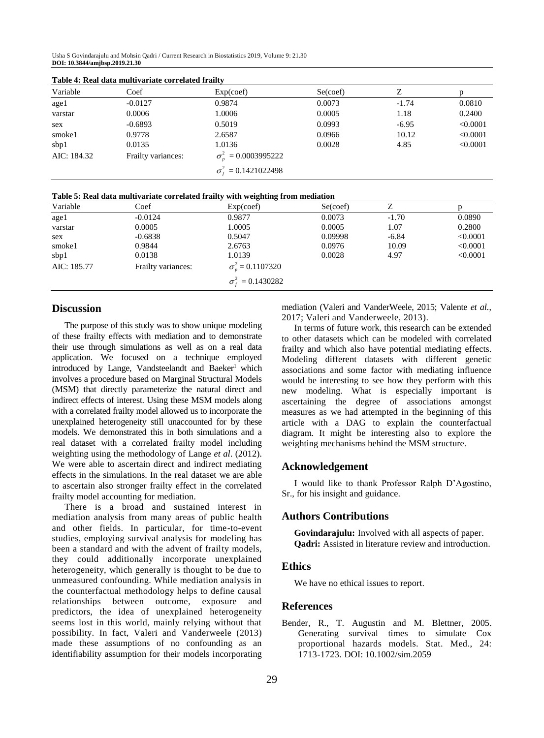**Table 4: Real data multivariate correlated frailty**

| Variable | Coef | Exp(coef) | Se(coef) | Z | p |
|---|---|---|---|---|---|
| age1 | -0.0127 | 0.9874 | 0.0073 | -1.74 | 0.0810 |
| varstar | 0.0006 | 1.0006 | 0.0005 | 1.18 | 0.2400 |
| sex | -0.6893 | 0.5019 | 0.0993 | -6.95 | <0.0001 |
| smoke1 | 0.9778 | 2.6587 | 0.0966 | 10.12 | <0.0001 |
| sbp1 | 0.0135 | 1.0136 | 0.0028 | 4.85 | <0.0001 |
| AIC: 184.32 | Frailty variances: | $\sigma_p^2 = 0.0003995222$ | | | |
| | | $\sigma_f^2 = 0.1421022498$ | | | |

**Table 5: Real data multivariate correlated frailty with weighting from mediation**

| Variable | Coef | Exp(coef) | Se(coef) | Z | p |
|---|---|---|---|---|---|
| age1 | -0.0124 | 0.9877 | 0.0073 | -1.70 | 0.0890 |
| varstar | 0.0005 | 1.0005 | 0.0005 | 1.07 | 0.2800 |
| sex | -0.6838 | 0.5047 | 0.09998 | -6.84 | <0.0001 |
| smoke1 | 0.9844 | 2.6763 | 0.0976 | 10.09 | <0.0001 |
| sbp1 | 0.0138 | 1.0139 | 0.0028 | 4.97 | <0.0001 |
| AIC: 185.77 | Frailty variances: | $\sigma_p^2 = 0.1107320$ | | | |
| | | $\sigma_f^2 = 0.1430282$ | | | |

## Discussion

The purpose of this study was to show unique modeling of these frailty effects with mediation and to demonstrate their use through simulations as well as on a real data application. We focused on a technique employed introduced by Lange, Vandsteelandt and Baeker[1] which involves a procedure based on Marginal Structural Models (MSM) that directly parameterize the natural direct and indirect effects of interest. Using these MSM models along with a correlated frailty model allowed us to incorporate the unexplained heterogeneity still unaccounted for by these models. We demonstrated this in both simulations and a real dataset with a correlated frailty model including weighting using the methodology of Lange *et al*. (2012). We were able to ascertain direct and indirect mediating effects in the simulations. In the real dataset we are able to ascertain also stronger frailty effect in the correlated frailty model accounting for mediation.

There is a broad and sustained interest in mediation analysis from many areas of public health and other fields. In particular, for time-to-event studies, employing survival analysis for modeling has been a standard and with the advent of frailty models, they could additionally incorporate unexplained heterogeneity, which generally is thought to be due to unmeasured confounding. While mediation analysis in the counterfactual methodology helps to define causal relationships between outcome, exposure and predictors, the idea of unexplained heterogeneity seems lost in this world, mainly relying without that possibility. In fact, Valeri and Vanderweele (2013) made these assumptions of no confounding as an identifiability assumption for their models incorporating mediation (Valeri and VanderWeele, 2015; Valente *et al.*, 2017; Valeri and Vanderweele, 2013).

In terms of future work, this research can be extended to other datasets which can be modeled with correlated frailty and which also have potential mediating effects. Modeling different datasets with different genetic associations and some factor with mediating influence would be interesting to see how they perform with this new modeling. What is especially important is ascertaining the degree of associations amongst measures as we had attempted in the beginning of this article with a DAG to explain the counterfactual diagram. It might be interesting also to explore the weighting mechanisms behind the MSM structure.

## Acknowledgement

I would like to thank Professor Ralph D'Agostino, Sr., for his insight and guidance.

## Authors Contributions

**Govindarajulu:** Involved with all aspects of paper.
**Qadri:** Assisted in literature review and introduction.

## Ethics

We have no ethical issues to report.

## References

Bender, R., T. Augustin and M. Blettner, 2005. Generating survival times to simulate Cox proportional hazards models. Stat. Med., 24: 1713-1723. DOI: 10.1002/sim.2059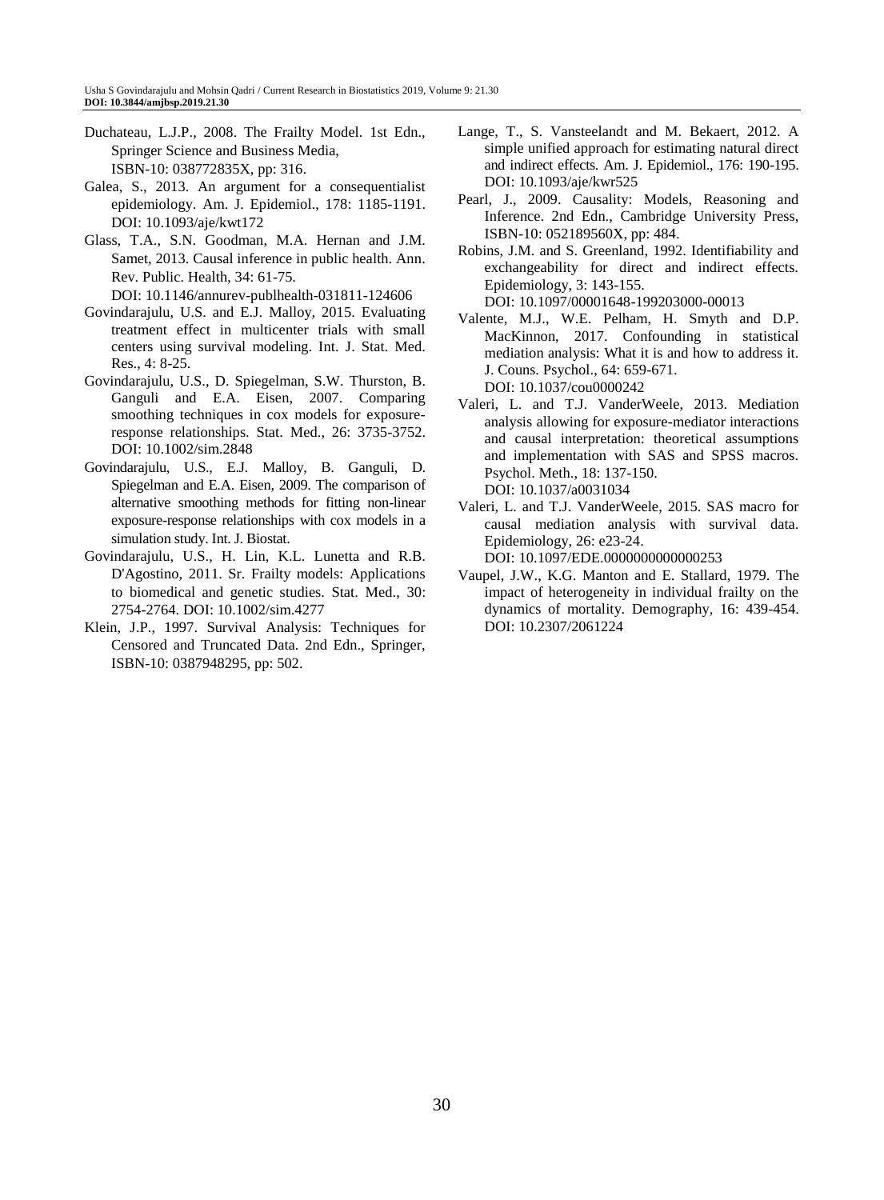Duchateau, L.J.P., 2008. The Frailty Model. 1st Edn., Springer Science and Business Media, ISBN-10: 038772835X, pp: 316.

Galea, S., 2013. An argument for a consequentialist epidemiology. Am. J. Epidemiol., 178: 1185-1191. DOI: 10.1093/aje/kwt172

Glass, T.A., S.N. Goodman, M.A. Hernan and J.M. Samet, 2013. Causal inference in public health. Ann. Rev. Public. Health, 34: 61-75. DOI: 10.1146/annurev-publhealth-031811-124606

Govindarajulu, U.S. and E.J. Malloy, 2015. Evaluating treatment effect in multicenter trials with small centers using survival modeling. Int. J. Stat. Med. Res., 4: 8-25.

Govindarajulu, U.S., D. Spiegelman, S.W. Thurston, B. Ganguli and E.A. Eisen, 2007. Comparing smoothing techniques in cox models for exposure-response relationships. Stat. Med., 26: 3735-3752. DOI: 10.1002/sim.2848

Govindarajulu, U.S., E.J. Malloy, B. Ganguli, D. Spiegelman and E.A. Eisen, 2009. The comparison of alternative smoothing methods for fitting non-linear exposure-response relationships with cox models in a simulation study. Int. J. Biostat.

Govindarajulu, U.S., H. Lin, K.L. Lunetta and R.B. D'Agostino, 2011. Sr. Frailty models: Applications to biomedical and genetic studies. Stat. Med., 30: 2754-2764. DOI: 10.1002/sim.4277

Klein, J.P., 1997. Survival Analysis: Techniques for Censored and Truncated Data. 2nd Edn., Springer, ISBN-10: 0387948295, pp: 502.

Lange, T., S. Vansteelandt and M. Bekaert, 2012. A simple unified approach for estimating natural direct and indirect effects. Am. J. Epidemiol., 176: 190-195. DOI: 10.1093/aje/kwr525

Pearl, J., 2009. Causality: Models, Reasoning and Inference. 2nd Edn., Cambridge University Press, ISBN-10: 052189560X, pp: 484.

Robins, J.M. and S. Greenland, 1992. Identifiability and exchangeability for direct and indirect effects. Epidemiology, 3: 143-155. DOI: 10.1097/00001648-199203000-00013

Valente, M.J., W.E. Pelham, H. Smyth and D.P. MacKinnon, 2017. Confounding in statistical mediation analysis: What it is and how to address it. J. Couns. Psychol., 64: 659-671. DOI: 10.1037/cou0000242

Valeri, L. and T.J. VanderWeele, 2013. Mediation analysis allowing for exposure-mediator interactions and causal interpretation: theoretical assumptions and implementation with SAS and SPSS macros. Psychol. Meth., 18: 137-150. DOI: 10.1037/a0031034

Valeri, L. and T.J. VanderWeele, 2015. SAS macro for causal mediation analysis with survival data. Epidemiology, 26: e23-24. DOI: 10.1097/EDE.0000000000000253

Vaupel, J.W., K.G. Manton and E. Stallard, 1979. The impact of heterogeneity in individual frailty on the dynamics of mortality. Demography, 16: 439-454. DOI: 10.2307/2061224